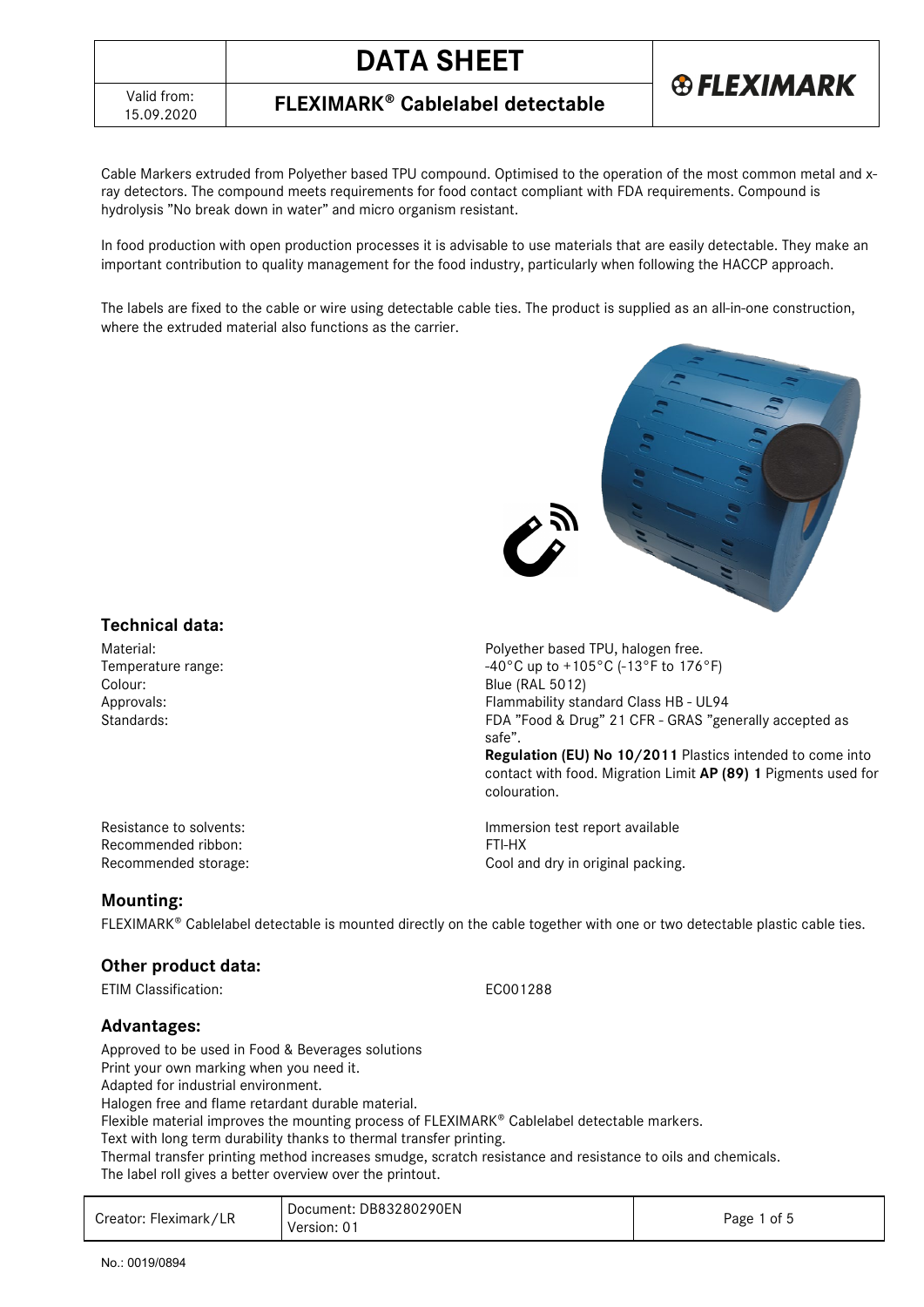# DATA SHEET

Valid from: 15.09.2020

## FLEXIMARK® Cablelabel detectable

Cable Markers extruded from Polyether based TPU compound. Optimised to the operation of the most common metal and x-ray detectors. The compound meets requirements for food contact compliant with FDA requirements. Compound is hydrolysis "No break down in water" and micro organism resistant.

In food production with open production processes it is advisable to use materials that are easily detectable. They make an important contribution to quality management for the food industry, particularly when following the HACCP approach.

The labels are fixed to the cable or wire using detectable cable ties. The product is supplied as an all-in-one construction, where the extruded material also functions as the carrier.

### Technical data:

| | |
|---|---|
| Material: | Polyether based TPU, halogen free. |
| Temperature range: | -40°C up to +105°C (-13°F to 176°F) |
| Colour: | Blue (RAL 5012) |
| Approvals: | Flammability standard Class HB - UL94 |
| Standards: | FDA "Food & Drug" 21 CFR - GRAS "generally accepted as safe". **Regulation (EU) No 10/2011** Plastics intended to come into contact with food. Migration Limit **AP (89) 1** Pigments used for colouration. |
| Resistance to solvents: | Immersion test report available |
| Recommended ribbon: | FTI-HX |
| Recommended storage: | Cool and dry in original packing. |

### Mounting:

FLEXIMARK® Cablelabel detectable is mounted directly on the cable together with one or two detectable plastic cable ties.

### Other product data:

ETIM Classification: EC001288

### Advantages:

Approved to be used in Food & Beverages solutions
Print your own marking when you need it.
Adapted for industrial environment.
Halogen free and flame retardant durable material.
Flexible material improves the mounting process of FLEXIMARK® Cablelabel detectable markers.
Text with long term durability thanks to thermal transfer printing.
Thermal transfer printing method increases smudge, scratch resistance and resistance to oils and chemicals.
The label roll gives a better overview over the printout.

| Creator: Fleximark/LR | Document: DB83280290EN Version: 01 |
|---|---|

No.: 0019/0894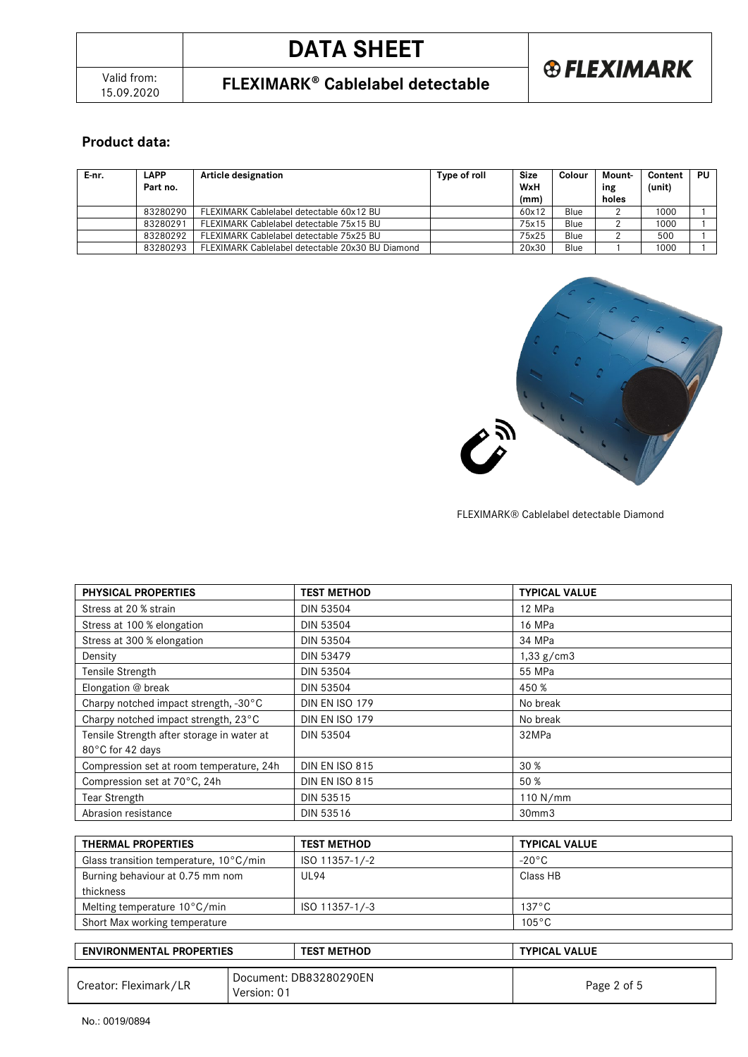## Product data:

| E-nr. | LAPP Part no. | Article designation | Type of roll | Size WxH (mm) | Colour | Mounting holes | Content (unit) | PU |
|---|---|---|---|---|---|---|---|---|
| | 83280290 | FLEXIMARK Cablelabel detectable 60x12 BU | | 60x12 | Blue | 2 | 1000 | 1 |
| | 83280291 | FLEXIMARK Cablelabel detectable 75x15 BU | | 75x15 | Blue | 2 | 1000 | 1 |
| | 83280292 | FLEXIMARK Cablelabel detectable 75x25 BU | | 75x25 | Blue | 2 | 500 | 1 |
| | 83280293 | FLEXIMARK Cablelabel detectable 20x30 BU Diamond | | 20x30 | Blue | 1 | 1000 | 1 |

FLEXIMARK® Cablelabel detectable Diamond

| PHYSICAL PROPERTIES | TEST METHOD | TYPICAL VALUE |
|---|---|---|
| Stress at 20 % strain | DIN 53504 | 12 MPa |
| Stress at 100 % elongation | DIN 53504 | 16 MPa |
| Stress at 300 % elongation | DIN 53504 | 34 MPa |
| Density | DIN 53479 | 1,33 g/cm3 |
| Tensile Strength | DIN 53504 | 55 MPa |
| Elongation @ break | DIN 53504 | 450 % |
| Charpy notched impact strength, -30°C | DIN EN ISO 179 | No break |
| Charpy notched impact strength, 23°C | DIN EN ISO 179 | No break |
| Tensile Strength after storage in water at 80°C for 42 days | DIN 53504 | 32MPa |
| Compression set at room temperature, 24h | DIN EN ISO 815 | 30 % |
| Compression set at 70°C, 24h | DIN EN ISO 815 | 50 % |
| Tear Strength | DIN 53515 | 110 N/mm |
| Abrasion resistance | DIN 53516 | 30mm3 |

| THERMAL PROPERTIES | TEST METHOD | TYPICAL VALUE |
|---|---|---|
| Glass transition temperature, 10°C/min | ISO 11357-1/-2 | -20°C |
| Burning behaviour at 0.75 mm nom thickness | UL94 | Class HB |
| Melting temperature 10°C/min | ISO 11357-1/-3 | 137°C |
| Short Max working temperature | | 105°C |

| ENVIRONMENTAL PROPERTIES | TEST METHOD | TYPICAL VALUE |
|---|---|---|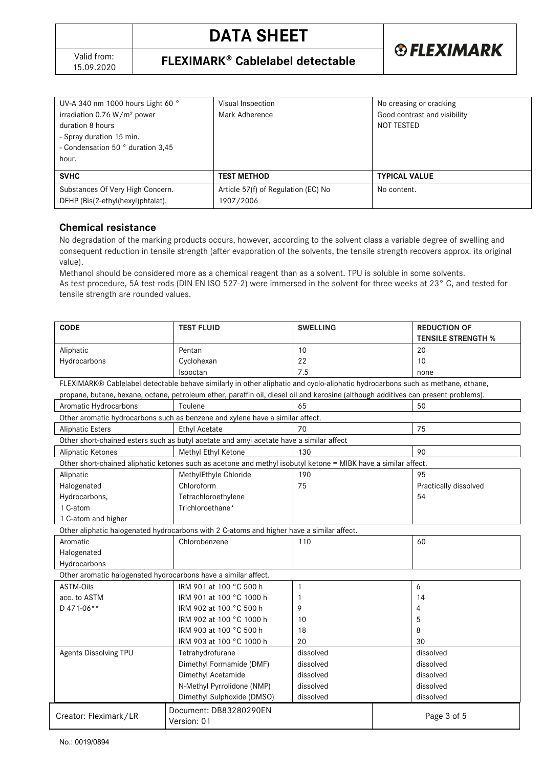| | | |
|---|---|---|
| UV-A 340 nm 1000 hours Light 60 ° irradiation 0.76 W/m² power duration 8 hours<br>- Spray duration 15 min.<br>- Condensation 50 ° duration 3,45 hour. | Visual Inspection<br>Mark Adherence | No creasing or cracking<br>Good contrast and visibility<br>NOT TESTED |
| **SVHC** | **TEST METHOD** | **TYPICAL VALUE** |
| Substances Of Very High Concern. DEHP (Bis(2-ethyl(hexyl)phtalat). | Article 57(f) of Regulation (EC) No 1907/2006 | No content. |

## Chemical resistance

No degradation of the marking products occurs, however, according to the solvent class a variable degree of swelling and consequent reduction in tensile strength (after evaporation of the solvents, the tensile strength recovers approx. its original value).

Methanol should be considered more as a chemical reagent than as a solvent. TPU is soluble in some solvents.

As test procedure, 5A test rods (DIN EN ISO 527-2) were immersed in the solvent for three weeks at 23° C, and tested for tensile strength are rounded values.

| CODE | TEST FLUID | SWELLING | REDUCTION OF TENSILE STRENGTH % |
|---|---|---|---|
| Aliphatic Hydrocarbons | Pentan<br>Cyclohexan<br>Isooctan | 10<br>22<br>7.5 | 20<br>10<br>none |
| FLEXIMARK® Cablelabel detectable behave similarly in other aliphatic and cyclo-aliphatic hydrocarbons such as methane, ethane, propane, butane, hexane, octane, petroleum ether, paraffin oil, diesel oil and kerosine (although additives can present problems). | | | |
| Aromatic Hydrocarbons | Toulene | 65 | 50 |
| Other aromatic hydrocarbons such as benzene and xylene have a similar affect. | | | |
| Aliphatic Esters | Ethyl Acetate | 70 | 75 |
| Other short-chained esters such as butyl acetate and amyi acetate have a similar affect | | | |
| Aliphatic Ketones | Methyl Ethyl Ketone | 130 | 90 |
| Other short-chained aliphatic ketones such as acetone and methyl isobutyl ketone = MIBK have a similar affect. | | | |
| Aliphatic Halogenated Hydrocarbons, 1 C-atom 1 C-atom and higher | MethylEthyle Chloride<br>Chloroform<br>Tetrachloroethylene<br>Trichloroethane* | 190<br>75 | 95<br>Practically dissolved<br>54 |
| Other aliphatic halogenated hydrocarbons with 2 C-atoms and higher have a similar affect. | | | |
| Aromatic Halogenated Hydrocarbons | Chlorobenzene | 110 | 60 |
| Other aromatic halogenated hydrocarbons have a similar affect. | | | |
| ASTM-Oils acc. to ASTM D 471-06** | IRM 901 at 100 °C 500 h<br>IRM 901 at 100 °C 1000 h<br>IRM 902 at 100 °C 500 h<br>IRM 902 at 100 °C 1000 h<br>IRM 903 at 100 °C 500 h<br>IRM 903 at 100 °C 1000 h | 1<br>1<br>9<br>10<br>18<br>20 | 6<br>14<br>4<br>5<br>8<br>30 |
| Agents Dissolving TPU | Tetrahydrofurane<br>Dimethyl Formamide (DMF)<br>Dimethyl Acetamide<br>N-Methyl Pyrrolidone (NMP)<br>Dimethyl Sulphoxide (DMSO) | dissolved<br>dissolved<br>dissolved<br>dissolved<br>dissolved | dissolved<br>dissolved<br>dissolved<br>dissolved<br>dissolved |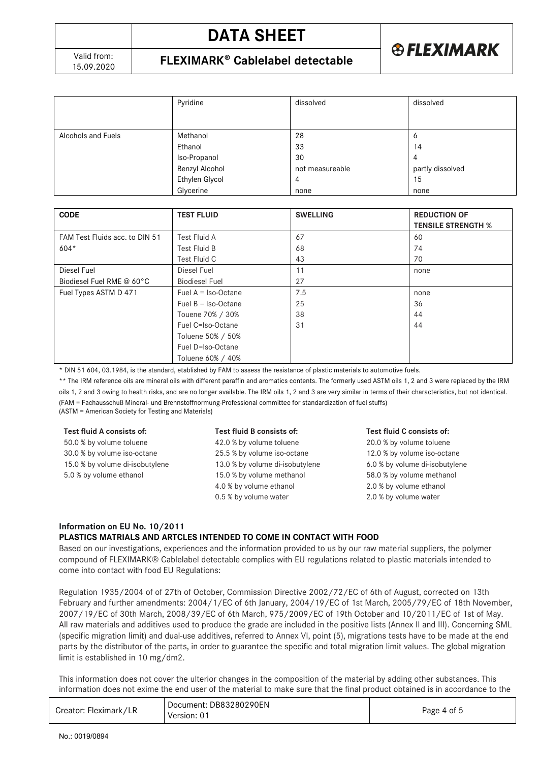| | Pyridine | dissolved | dissolved |
|---|---|---|---|
| Alcohols and Fuels | Methanol<br>Ethanol<br>Iso-Propanol<br>Benzyl Alcohol<br>Ethylen Glycol<br>Glycerine | 28<br>33<br>30<br>not measureable<br>4<br>none | 6<br>14<br>4<br>partly dissolved<br>15<br>none |

| CODE | TEST FLUID | SWELLING | REDUCTION OF TENSILE STRENGTH % |
|---|---|---|---|
| FAM Test Fluids acc. to DIN 51 604* | Test Fluid A<br>Test Fluid B<br>Test Fluid C | 67<br>68<br>43 | 60<br>74<br>70 |
| Diesel Fuel<br>Biodiesel Fuel RME @ 60°C | Diesel Fuel<br>Biodiesel Fuel | 11<br>27 | none |
| Fuel Types ASTM D 471 | Fuel A = Iso-Octane<br>Fuel B = Iso-Octane<br>Touene 70% / 30%<br>Fuel C=Iso-Octane<br>Toluene 50% / 50%<br>Fuel D=Iso-Octane<br>Toluene 60% / 40% | 7.5<br>25<br>38<br>31 | none<br>36<br>44<br>44 |

* DIN 51 604, 03.1984, is the standard, etablished by FAM to assess the resistance of plastic materials to automotive fuels.

** The IRM reference oils are mineral oils with different paraffin and aromatics contents. The formerly used ASTM oils 1, 2 and 3 were replaced by the IRM oils 1, 2 and 3 owing to health risks, and are no longer available. The IRM oils 1, 2 and 3 are very similar in terms of their characteristics, but not identical.

(FAM = Fachausschuß Mineral- und Brennstoffnormung-Professional committee for standardization of fuel stuffs)

(ASTM = American Society for Testing and Materials)

**Test fluid A consists of:**
- 50.0 % by volume toluene
- 30.0 % by volume iso-octane
- 15.0 % by volume di-isobutylene
- 5.0 % by volume ethanol

**Test fluid B consists of:**
- 42.0 % by volume toluene
- 25.5 % by volume iso-octane
- 13.0 % by volume di-isobutylene
- 15.0 % by volume methanol
- 4.0 % by volume ethanol
- 0.5 % by volume water

**Test fluid C consists of:**
- 20.0 % by volume toluene
- 12.0 % by volume iso-octane
- 6.0 % by volume di-isobutylene
- 58.0 % by volume methanol
- 2.0 % by volume ethanol
- 2.0 % by volume water

**Information on EU No. 10/2011**
**PLASTICS MATRIALS AND ARTCLES INTENDED TO COME IN CONTACT WITH FOOD**

Based on our investigations, experiences and the information provided to us by our raw material suppliers, the polymer compound of FLEXIMARK® Cablelabel detectable complies with EU regulations related to plastic materials intended to come into contact with food EU Regulations:

Regulation 1935/2004 of of 27th of October, Commission Directive 2002/72/EC of 6th of August, corrected on 13th February and further amendments: 2004/1/EC of 6th January, 2004/19/EC of 1st March, 2005/79/EC of 18th November, 2007/19/EC of 30th March, 2008/39/EC of 6th March, 975/2009/EC of 19th October and 10/2011/EC of 1st of May. All raw materials and additives used to produce the grade are included in the positive lists (Annex II and III). Concerning SML (specific migration limit) and dual-use additives, referred to Annex VI, point (5), migrations tests have to be made at the end parts by the distributor of the parts, in order to guarantee the specific and total migration limit values. The global migration limit is established in 10 mg/dm2.

This information does not cover the ulterior changes in the composition of the material by adding other substances. This information does not exime the end user of the material to make sure that the final product obtained is in accordance to the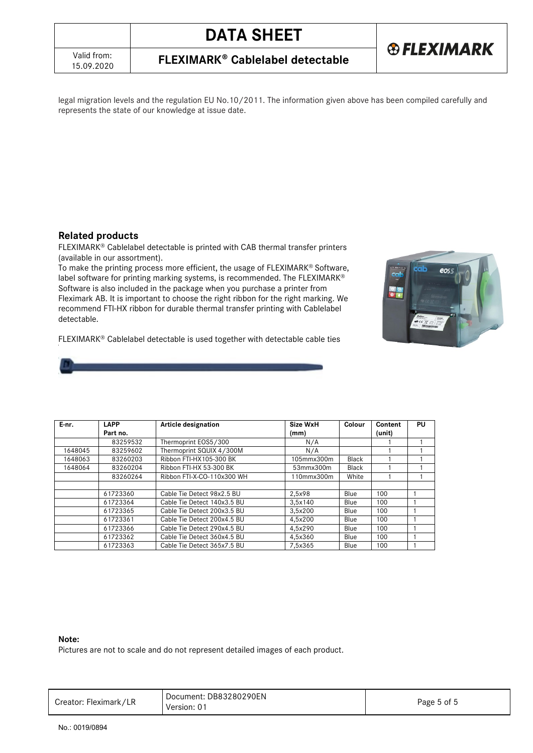legal migration levels and the regulation EU No.10/2011. The information given above has been compiled carefully and represents the state of our knowledge at issue date.

## Related products

FLEXIMARK® Cablelabel detectable is printed with CAB thermal transfer printers (available in our assortment).
To make the printing process more efficient, the usage of FLEXIMARK® Software, label software for printing marking systems, is recommended. The FLEXIMARK® Software is also included in the package when you purchase a printer from Fleximark AB. It is important to choose the right ribbon for the right marking. We recommend FTI-HX ribbon for durable thermal transfer printing with Cablelabel detectable.

FLEXIMARK® Cablelabel detectable is used together with detectable cable ties

| E-nr. | LAPP Part no. | Article designation | Size WxH (mm) | Colour | Content (unit) | PU |
|---|---|---|---|---|---|---|
| | 83259532 | Thermoprint EOS5/300 | N/A | | 1 | 1 |
| 1648045 | 83259602 | Thermoprint SQUIX 4/300M | N/A | | 1 | 1 |
| 1648063 | 83260203 | Ribbon FTI-HX105-300 BK | 105mmx300m | Black | 1 | 1 |
| 1648064 | 83260204 | Ribbon FTI-HX 53-300 BK | 53mmx300m | Black | 1 | 1 |
| | 83260264 | Ribbon FTI-X-CO-110x300 WH | 110mmx300m | White | 1 | 1 |
| | | | | | | |
| | 61723360 | Cable Tie Detect 98x2.5 BU | 2,5x98 | Blue | 100 | 1 |
| | 61723364 | Cable Tie Detect 140x3.5 BU | 3,5x140 | Blue | 100 | 1 |
| | 61723365 | Cable Tie Detect 200x3.5 BU | 3,5x200 | Blue | 100 | 1 |
| | 61723361 | Cable Tie Detect 200x4.5 BU | 4,5x200 | Blue | 100 | 1 |
| | 61723366 | Cable Tie Detect 290x4.5 BU | 4,5x290 | Blue | 100 | 1 |
| | 61723362 | Cable Tie Detect 360x4.5 BU | 4,5x360 | Blue | 100 | 1 |
| | 61723363 | Cable Tie Detect 365x7.5 BU | 7,5x365 | Blue | 100 | 1 |

**Note:**
Pictures are not to scale and do not represent detailed images of each product.